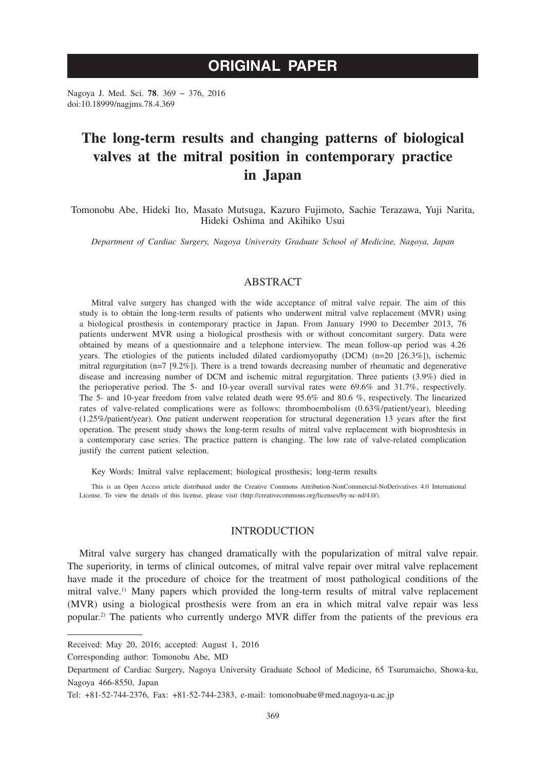# ORIGINAL PAPER

Nagoya J. Med. Sci. **78**. 369 ~ 376, 2016
doi:10.18999/nagjms.78.4.369

# The long-term results and changing patterns of biological valves at the mitral position in contemporary practice in Japan

Tomonobu Abe, Hideki Ito, Masato Mutsuga, Kazuro Fujimoto, Sachie Terazawa, Yuji Narita, Hideki Oshima and Akihiko Usui

*Department of Cardiac Surgery, Nagoya University Graduate School of Medicine, Nagoya, Japan*

## ABSTRACT

Mitral valve surgery has changed with the wide acceptance of mitral valve repair. The aim of this study is to obtain the long-term results of patients who underwent mitral valve replacement (MVR) using a biological prosthesis in contemporary practice in Japan. From January 1990 to December 2013, 76 patients underwent MVR using a biological prosthesis with or without concomitant surgery. Data were obtained by means of a questionnaire and a telephone interview. The mean follow-up period was 4.26 years. The etiologies of the patients included dilated cardiomyopathy (DCM) (n=20 [26.3%]), ischemic mitral regurgitation (n=7 [9.2%]). There is a trend towards decreasing number of rheumatic and degenerative disease and increasing number of DCM and ischemic mitral regurgitation. Three patients (3.9%) died in the perioperative period. The 5- and 10-year overall survival rates were 69.6% and 31.7%, respectively. The 5- and 10-year freedom from valve related death were 95.6% and 80.6 %, respectively. The linearized rates of valve-related complications were as follows: thromboembolism (0.63%/patient/year), bleeding (1.25%/patient/year). One patient underwent reoperation for structural degeneration 13 years after the first operation. The present study shows the long-term results of mitral valve replacement with bioproshtesis in a contemporary case series. The practice pattern is changing. The low rate of valve-related complication justify the current patient selection.

Key Words: Imitral valve replacement; biological prosthesis; long-term results

This is an Open Access article distributed under the Creative Commons Attribution-NonCommercial-NoDerivatives 4.0 International License. To view the details of this license, please visit (http://creativecommons.org/licenses/by-nc-nd/4.0/).

## INTRODUCTION

Mitral valve surgery has changed dramatically with the popularization of mitral valve repair. The superiority, in terms of clinical outcomes, of mitral valve repair over mitral valve replacement have made it the procedure of choice for the treatment of most pathological conditions of the mitral valve.[1] Many papers which provided the long-term results of mitral valve replacement (MVR) using a biological prosthesis were from an era in which mitral valve repair was less popular.[2] The patients who currently undergo MVR differ from the patients of the previous era

---

Received: May 20, 2016; accepted: August 1, 2016

Corresponding author: Tomonobu Abe, MD

Department of Cardiac Surgery, Nagoya University Graduate School of Medicine, 65 Tsurumaicho, Showa-ku, Nagoya 466-8550, Japan

Tel: +81-52-744-2376, Fax: +81-52-744-2383, e-mail: tomonobuabe@med.nagoya-u.ac.jp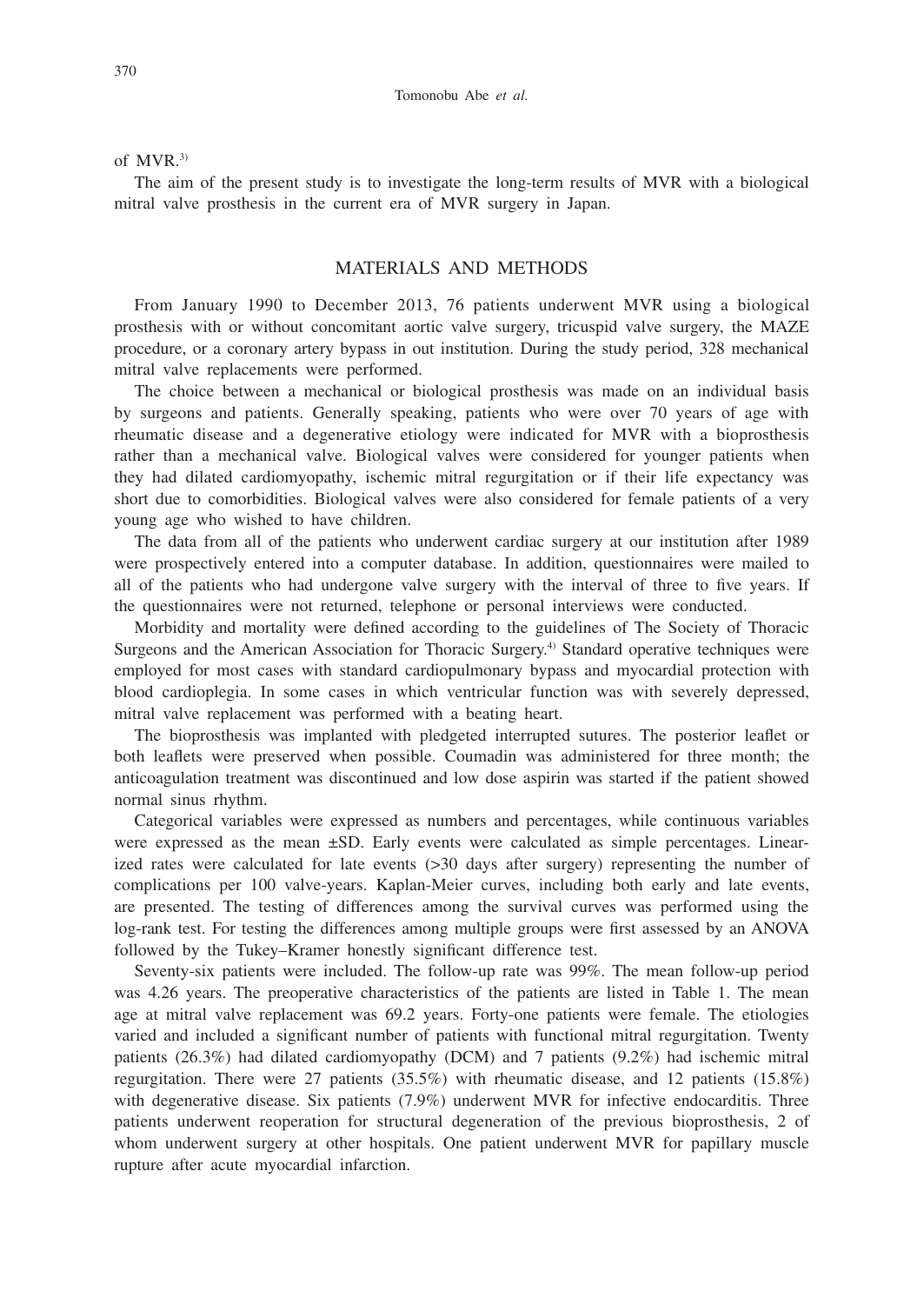of MVR.[3)]

The aim of the present study is to investigate the long-term results of MVR with a biological mitral valve prosthesis in the current era of MVR surgery in Japan.

## MATERIALS AND METHODS

From January 1990 to December 2013, 76 patients underwent MVR using a biological prosthesis with or without concomitant aortic valve surgery, tricuspid valve surgery, the MAZE procedure, or a coronary artery bypass in out institution. During the study period, 328 mechanical mitral valve replacements were performed.

The choice between a mechanical or biological prosthesis was made on an individual basis by surgeons and patients. Generally speaking, patients who were over 70 years of age with rheumatic disease and a degenerative etiology were indicated for MVR with a bioprosthesis rather than a mechanical valve. Biological valves were considered for younger patients when they had dilated cardiomyopathy, ischemic mitral regurgitation or if their life expectancy was short due to comorbidities. Biological valves were also considered for female patients of a very young age who wished to have children.

The data from all of the patients who underwent cardiac surgery at our institution after 1989 were prospectively entered into a computer database. In addition, questionnaires were mailed to all of the patients who had undergone valve surgery with the interval of three to five years. If the questionnaires were not returned, telephone or personal interviews were conducted.

Morbidity and mortality were defined according to the guidelines of The Society of Thoracic Surgeons and the American Association for Thoracic Surgery.[4)] Standard operative techniques were employed for most cases with standard cardiopulmonary bypass and myocardial protection with blood cardioplegia. In some cases in which ventricular function was with severely depressed, mitral valve replacement was performed with a beating heart.

The bioprosthesis was implanted with pledgeted interrupted sutures. The posterior leaflet or both leaflets were preserved when possible. Coumadin was administered for three month; the anticoagulation treatment was discontinued and low dose aspirin was started if the patient showed normal sinus rhythm.

Categorical variables were expressed as numbers and percentages, while continuous variables were expressed as the mean ±SD. Early events were calculated as simple percentages. Linearized rates were calculated for late events (>30 days after surgery) representing the number of complications per 100 valve-years. Kaplan-Meier curves, including both early and late events, are presented. The testing of differences among the survival curves was performed using the log-rank test. For testing the differences among multiple groups were first assessed by an ANOVA followed by the Tukey–Kramer honestly significant difference test.

Seventy-six patients were included. The follow-up rate was 99%. The mean follow-up period was 4.26 years. The preoperative characteristics of the patients are listed in Table 1. The mean age at mitral valve replacement was 69.2 years. Forty-one patients were female. The etiologies varied and included a significant number of patients with functional mitral regurgitation. Twenty patients (26.3%) had dilated cardiomyopathy (DCM) and 7 patients (9.2%) had ischemic mitral regurgitation. There were 27 patients (35.5%) with rheumatic disease, and 12 patients (15.8%) with degenerative disease. Six patients (7.9%) underwent MVR for infective endocarditis. Three patients underwent reoperation for structural degeneration of the previous bioprosthesis, 2 of whom underwent surgery at other hospitals. One patient underwent MVR for papillary muscle rupture after acute myocardial infarction.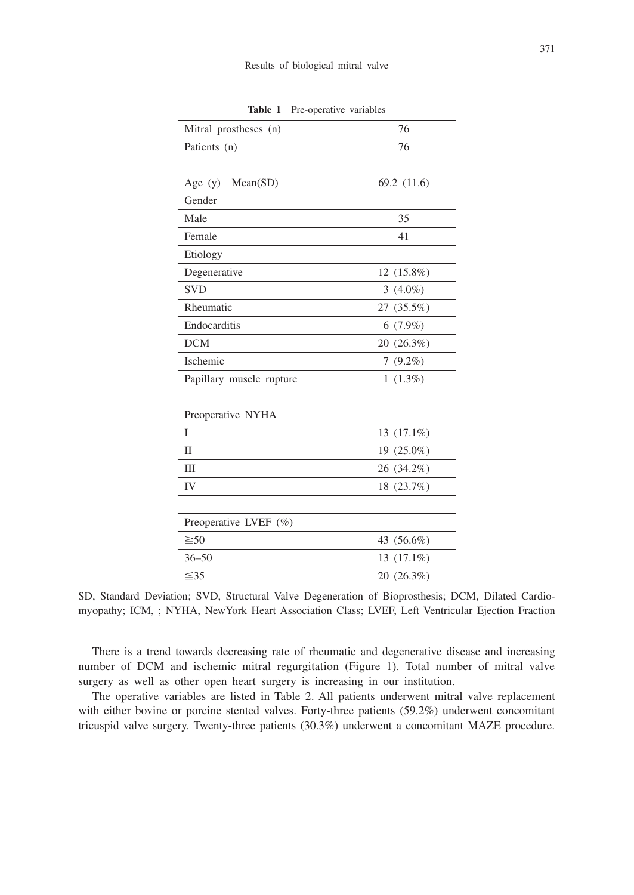**Table 1** Pre-operative variables

| | |
|---|---|
| Mitral prostheses (n) | 76 |
| Patients (n) | 76 |
| | |
| Age (y) Mean(SD) | 69.2 (11.6) |
| Gender | |
| Male | 35 |
| Female | 41 |
| Etiology | |
| Degenerative | 12 (15.8%) |
| SVD | 3 (4.0%) |
| Rheumatic | 27 (35.5%) |
| Endocarditis | 6 (7.9%) |
| DCM | 20 (26.3%) |
| Ischemic | 7 (9.2%) |
| Papillary muscle rupture | 1 (1.3%) |
| | |
| Preoperative NYHA | |
| I | 13 (17.1%) |
| II | 19 (25.0%) |
| III | 26 (34.2%) |
| IV | 18 (23.7%) |
| | |
| Preoperative LVEF (%) | |
| ≧50 | 43 (56.6%) |
| 36–50 | 13 (17.1%) |
| ≦35 | 20 (26.3%) |

SD, Standard Deviation; SVD, Structural Valve Degeneration of Bioprosthesis; DCM, Dilated Cardiomyopathy; ICM, ; NYHA, NewYork Heart Association Class; LVEF, Left Ventricular Ejection Fraction

There is a trend towards decreasing rate of rheumatic and degenerative disease and increasing number of DCM and ischemic mitral regurgitation (Figure 1). Total number of mitral valve surgery as well as other open heart surgery is increasing in our institution.

The operative variables are listed in Table 2. All patients underwent mitral valve replacement with either bovine or porcine stented valves. Forty-three patients (59.2%) underwent concomitant tricuspid valve surgery. Twenty-three patients (30.3%) underwent a concomitant MAZE procedure.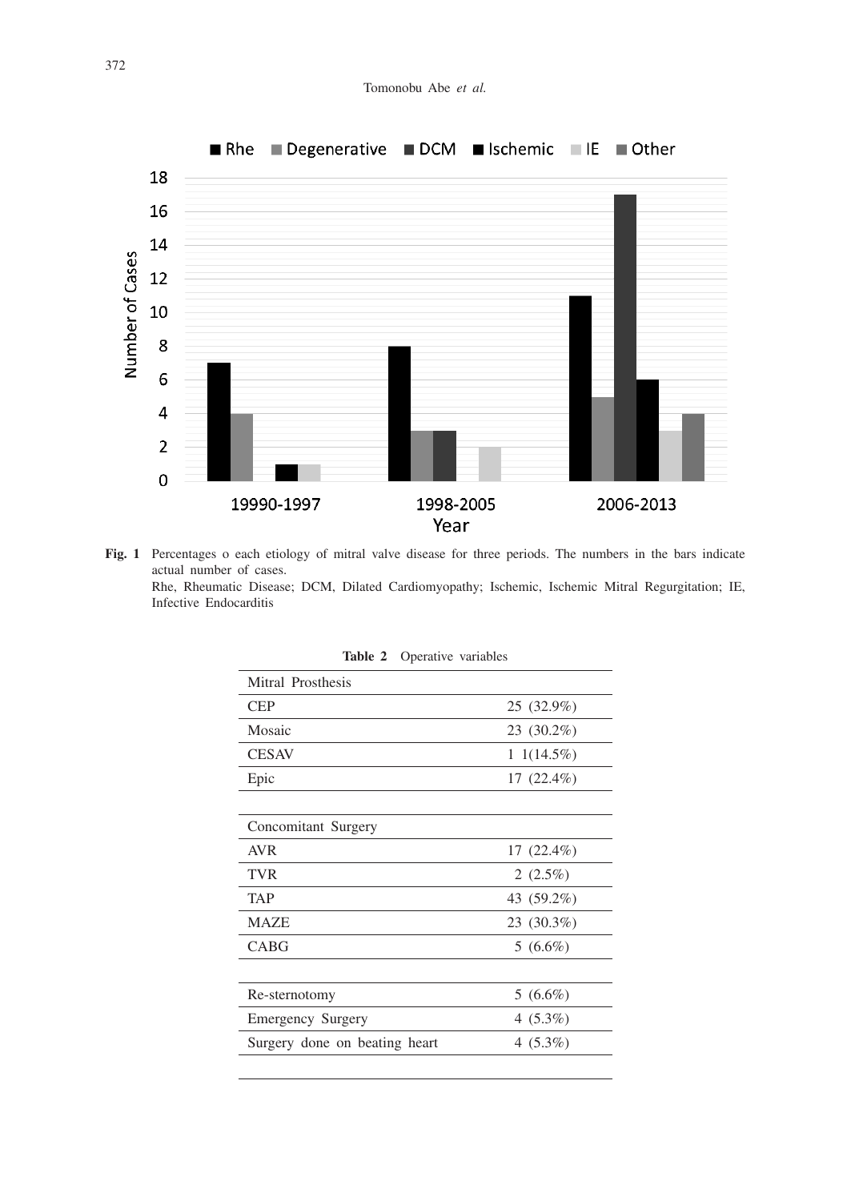Fig. 1 Percentages o each etiology of mitral valve disease for three periods. The numbers in the bars indicate actual number of cases.
Rhe, Rheumatic Disease; DCM, Dilated Cardiomyopathy; Ischemic, Ischemic Mitral Regurgitation; IE, Infective Endocarditis

**Table 2** Operative variables

| Mitral Prosthesis | |
|---|---|
| CEP | 25 (32.9%) |
| Mosaic | 23 (30.2%) |
| CESAV | 1 1(14.5%) |
| Epic | 17 (22.4%) |
| | |
| Concomitant Surgery | |
| AVR | 17 (22.4%) |
| TVR | 2 (2.5%) |
| TAP | 43 (59.2%) |
| MAZE | 23 (30.3%) |
| CABG | 5 (6.6%) |
| | |
| Re-sternotomy | 5 (6.6%) |
| Emergency Surgery | 4 (5.3%) |
| Surgery done on beating heart | 4 (5.3%) |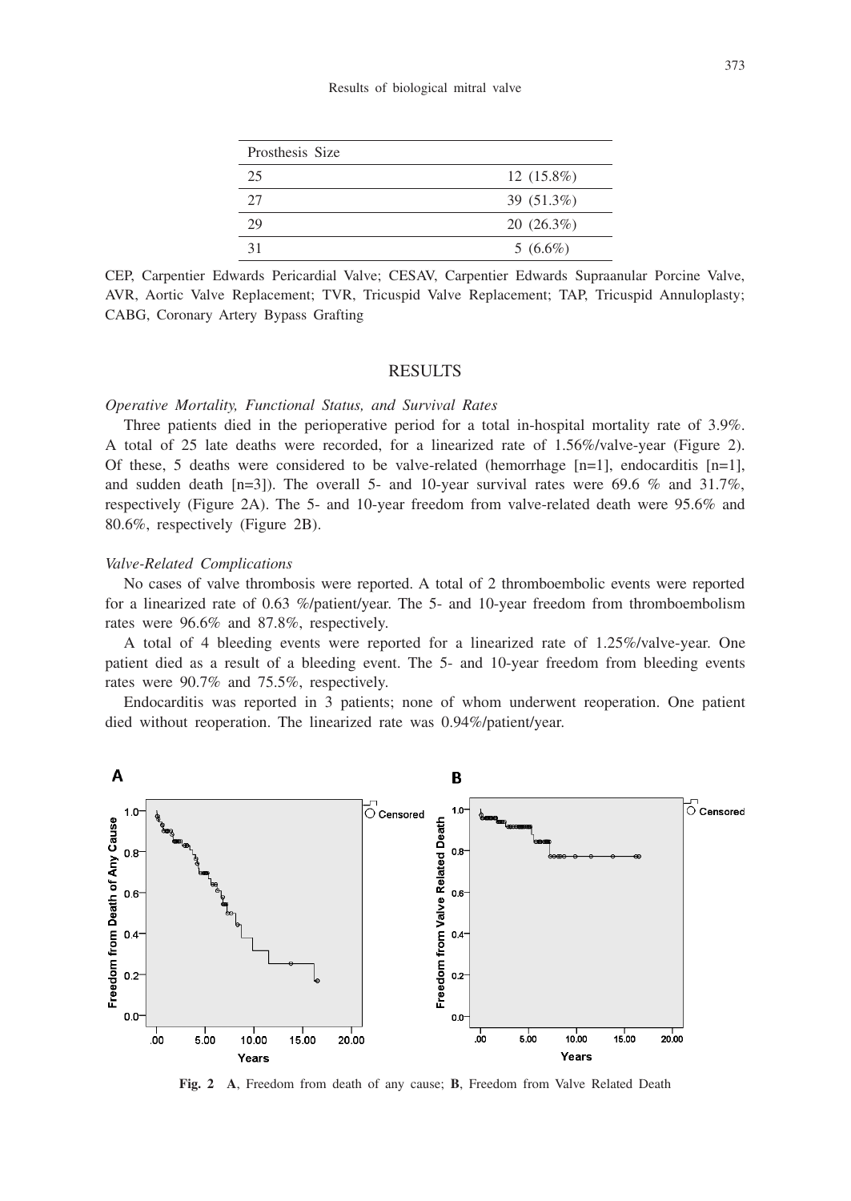| Prosthesis Size | |
|---|---|
| 25 | 12 (15.8%) |
| 27 | 39 (51.3%) |
| 29 | 20 (26.3%) |
| 31 | 5 (6.6%) |

CEP, Carpentier Edwards Pericardial Valve; CESAV, Carpentier Edwards Supraanular Porcine Valve, AVR, Aortic Valve Replacement; TVR, Tricuspid Valve Replacement; TAP, Tricuspid Annuloplasty; CABG, Coronary Artery Bypass Grafting

## RESULTS

*Operative Mortality, Functional Status, and Survival Rates*

Three patients died in the perioperative period for a total in-hospital mortality rate of 3.9%. A total of 25 late deaths were recorded, for a linearized rate of 1.56%/valve-year (Figure 2). Of these, 5 deaths were considered to be valve-related (hemorrhage [n=1], endocarditis [n=1], and sudden death [n=3]). The overall 5- and 10-year survival rates were 69.6 % and 31.7%, respectively (Figure 2A). The 5- and 10-year freedom from valve-related death were 95.6% and 80.6%, respectively (Figure 2B).

*Valve-Related Complications*

No cases of valve thrombosis were reported. A total of 2 thromboembolic events were reported for a linearized rate of 0.63 %/patient/year. The 5- and 10-year freedom from thromboembolism rates were 96.6% and 87.8%, respectively.

A total of 4 bleeding events were reported for a linearized rate of 1.25%/valve-year. One patient died as a result of a bleeding event. The 5- and 10-year freedom from bleeding events rates were 90.7% and 75.5%, respectively.

Endocarditis was reported in 3 patients; none of whom underwent reoperation. One patient died without reoperation. The linearized rate was 0.94%/patient/year.

**Fig. 2** **A**, Freedom from death of any cause; **B**, Freedom from Valve Related Death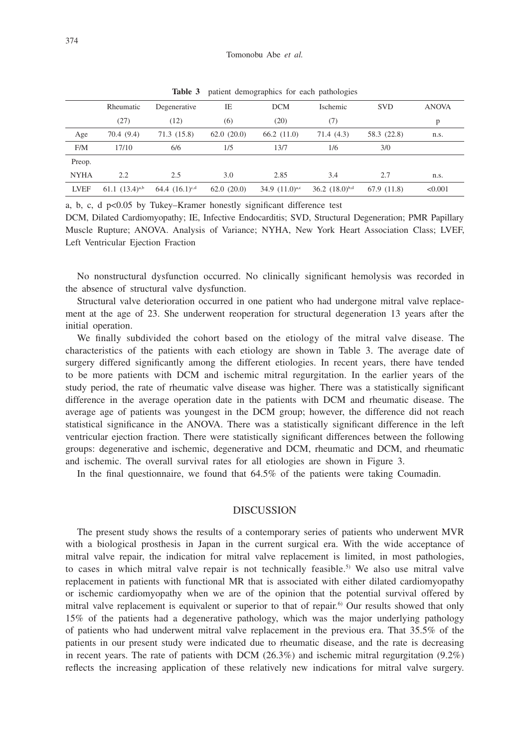**Table 3** patient demographics for each pathologies

| | Rheumatic | Degenerative | IE | DCM | Ischemic | SVD | ANOVA |
|---|---|---|---|---|---|---|---|
| | (27) | (12) | (6) | (20) | (7) | | p |
| Age | 70.4 (9.4) | 71.3 (15.8) | 62.0 (20.0) | 66.2 (11.0) | 71.4 (4.3) | 58.3 (22.8) | n.s. |
| F/M | 17/10 | 6/6 | 1/5 | 13/7 | 1/6 | 3/0 | |
| Preop. | | | | | | | |
| NYHA | 2.2 | 2.5 | 3.0 | 2.85 | 3.4 | 2.7 | n.s. |
| LVEF | 61.1 (13.4)[a,b] | 64.4 (16.1)[c,d] | 62.0 (20.0) | 34.9 (11.0)[a,c] | 36.2 (18.0)[b,d] | 67.9 (11.8) | <0.001 |

a, b, c, d $p<0.05$ by Tukey–Kramer honestly significant difference test

DCM, Dilated Cardiomyopathy; IE, Infective Endocarditis; SVD, Structural Degeneration; PMR Papillary Muscle Rupture; ANOVA. Analysis of Variance; NYHA, New York Heart Association Class; LVEF, Left Ventricular Ejection Fraction

No nonstructural dysfunction occurred. No clinically significant hemolysis was recorded in the absence of structural valve dysfunction.

Structural valve deterioration occurred in one patient who had undergone mitral valve replacement at the age of 23. She underwent reoperation for structural degeneration 13 years after the initial operation.

We finally subdivided the cohort based on the etiology of the mitral valve disease. The characteristics of the patients with each etiology are shown in Table 3. The average date of surgery differed significantly among the different etiologies. In recent years, there have tended to be more patients with DCM and ischemic mitral regurgitation. In the earlier years of the study period, the rate of rheumatic valve disease was higher. There was a statistically significant difference in the average operation date in the patients with DCM and rheumatic disease. The average age of patients was youngest in the DCM group; however, the difference did not reach statistical significance in the ANOVA. There was a statistically significant difference in the left ventricular ejection fraction. There were statistically significant differences between the following groups: degenerative and ischemic, degenerative and DCM, rheumatic and DCM, and rheumatic and ischemic. The overall survival rates for all etiologies are shown in Figure 3.

In the final questionnaire, we found that 64.5% of the patients were taking Coumadin.

## DISCUSSION

The present study shows the results of a contemporary series of patients who underwent MVR with a biological prosthesis in Japan in the current surgical era. With the wide acceptance of mitral valve repair, the indication for mitral valve replacement is limited, in most pathologies, to cases in which mitral valve repair is not technically feasible.[5] We also use mitral valve replacement in patients with functional MR that is associated with either dilated cardiomyopathy or ischemic cardiomyopathy when we are of the opinion that the potential survival offered by mitral valve replacement is equivalent or superior to that of repair.[6] Our results showed that only 15% of the patients had a degenerative pathology, which was the major underlying pathology of patients who had underwent mitral valve replacement in the previous era. That 35.5% of the patients in our present study were indicated due to rheumatic disease, and the rate is decreasing in recent years. The rate of patients with DCM (26.3%) and ischemic mitral regurgitation (9.2%) reflects the increasing application of these relatively new indications for mitral valve surgery.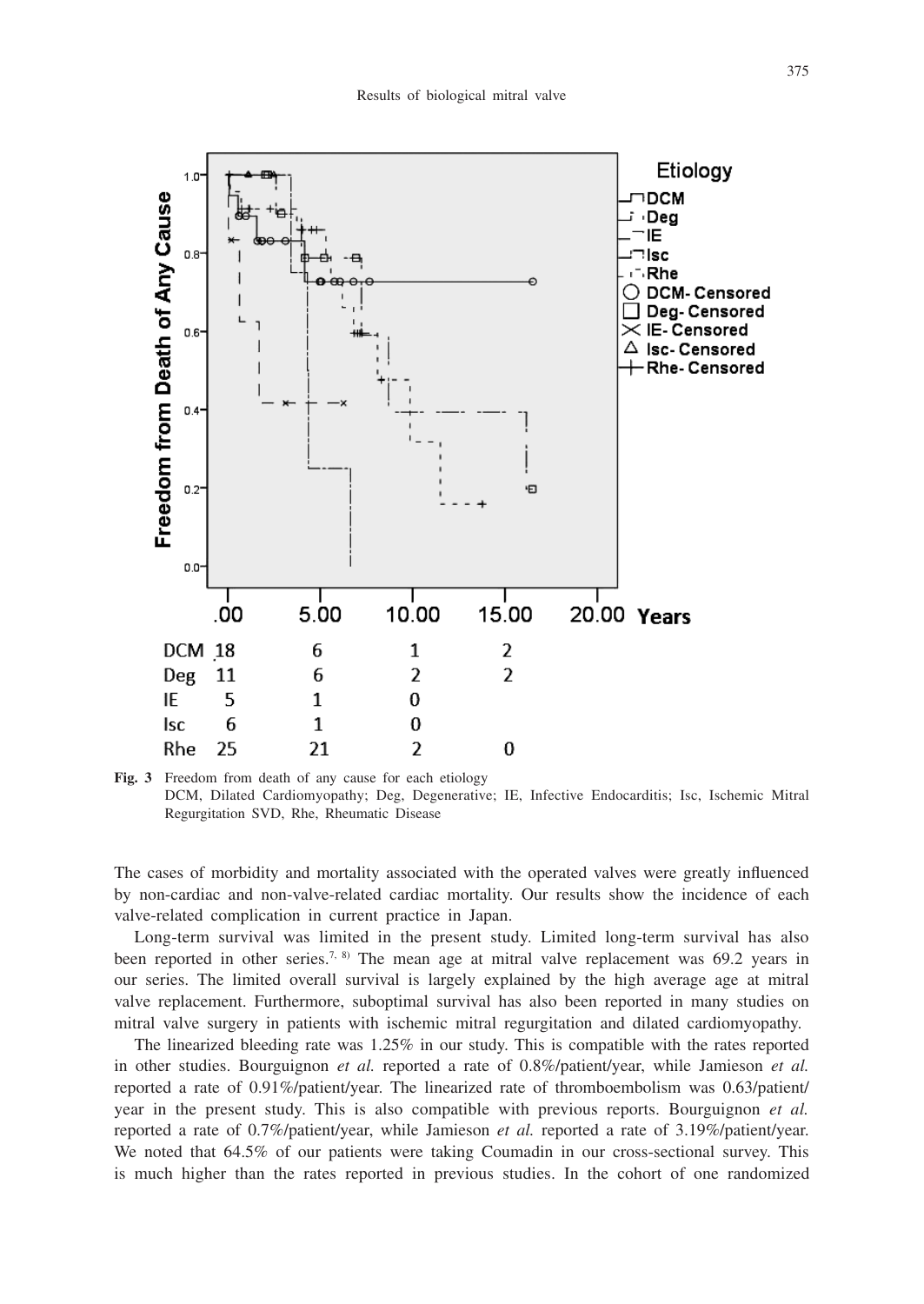| | .00 | 5.00 | 10.00 | 15.00 |
|---|---|---|---|---|
| DCM | 18 | 6 | 1 | 2 |
| Deg | 11 | 6 | 2 | 2 |
| IE | 5 | 1 | 0 | |
| Isc | 6 | 1 | 0 | |
| Rhe | 25 | 21 | 2 | 0 |

**Fig. 3** Freedom from death of any cause for each etiology
DCM, Dilated Cardiomyopathy; Deg, Degenerative; IE, Infective Endocarditis; Isc, Ischemic Mitral Regurgitation SVD, Rhe, Rheumatic Disease

The cases of morbidity and mortality associated with the operated valves were greatly influenced by non-cardiac and non-valve-related cardiac mortality. Our results show the incidence of each valve-related complication in current practice in Japan.

Long-term survival was limited in the present study. Limited long-term survival has also been reported in other series.[7, 8] The mean age at mitral valve replacement was 69.2 years in our series. The limited overall survival is largely explained by the high average age at mitral valve replacement. Furthermore, suboptimal survival has also been reported in many studies on mitral valve surgery in patients with ischemic mitral regurgitation and dilated cardiomyopathy.

The linearized bleeding rate was 1.25% in our study. This is compatible with the rates reported in other studies. Bourguignon *et al.* reported a rate of 0.8%/patient/year, while Jamieson *et al.* reported a rate of 0.91%/patient/year. The linearized rate of thromboembolism was 0.63/patient/year in the present study. This is also compatible with previous reports. Bourguignon *et al.* reported a rate of 0.7%/patient/year, while Jamieson *et al.* reported a rate of 3.19%/patient/year. We noted that 64.5% of our patients were taking Coumadin in our cross-sectional survey. This is much higher than the rates reported in previous studies. In the cohort of one randomized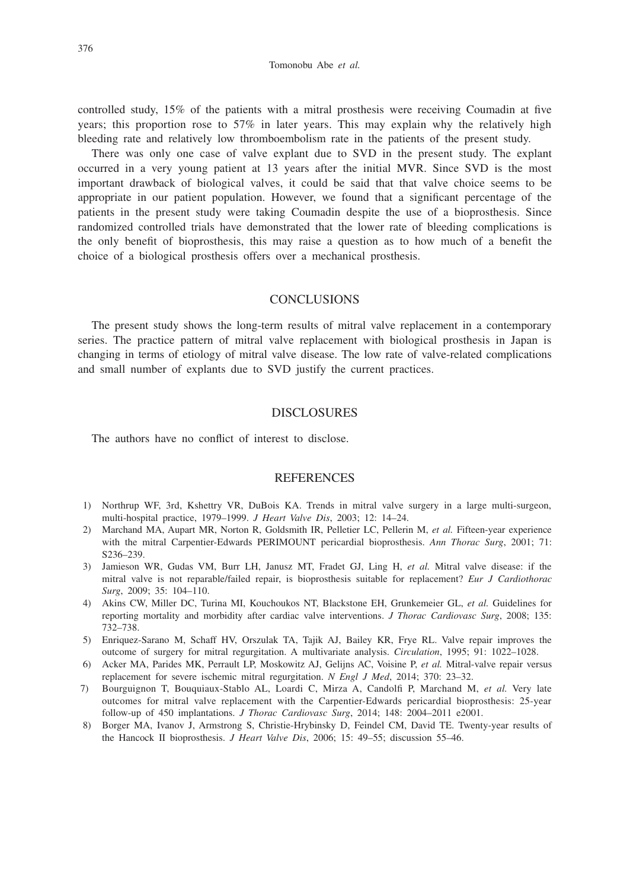controlled study, 15% of the patients with a mitral prosthesis were receiving Coumadin at five years; this proportion rose to 57% in later years. This may explain why the relatively high bleeding rate and relatively low thromboembolism rate in the patients of the present study.

There was only one case of valve explant due to SVD in the present study. The explant occurred in a very young patient at 13 years after the initial MVR. Since SVD is the most important drawback of biological valves, it could be said that that valve choice seems to be appropriate in our patient population. However, we found that a significant percentage of the patients in the present study were taking Coumadin despite the use of a bioprosthesis. Since randomized controlled trials have demonstrated that the lower rate of bleeding complications is the only benefit of bioprosthesis, this may raise a question as to how much of a benefit the choice of a biological prosthesis offers over a mechanical prosthesis.

## CONCLUSIONS

The present study shows the long-term results of mitral valve replacement in a contemporary series. The practice pattern of mitral valve replacement with biological prosthesis in Japan is changing in terms of etiology of mitral valve disease. The low rate of valve-related complications and small number of explants due to SVD justify the current practices.

## DISCLOSURES

The authors have no conflict of interest to disclose.

## REFERENCES

1) Northrup WF, 3rd, Kshettry VR, DuBois KA. Trends in mitral valve surgery in a large multi-surgeon, multi-hospital practice, 1979–1999. *J Heart Valve Dis*, 2003; 12: 14–24.
2) Marchand MA, Aupart MR, Norton R, Goldsmith IR, Pelletier LC, Pellerin M, *et al.* Fifteen-year experience with the mitral Carpentier-Edwards PERIMOUNT pericardial bioprosthesis. *Ann Thorac Surg*, 2001; 71: S236–239.
3) Jamieson WR, Gudas VM, Burr LH, Janusz MT, Fradet GJ, Ling H, *et al.* Mitral valve disease: if the mitral valve is not reparable/failed repair, is bioprosthesis suitable for replacement? *Eur J Cardiothorac Surg*, 2009; 35: 104–110.
4) Akins CW, Miller DC, Turina MI, Kouchoukos NT, Blackstone EH, Grunkemeier GL, *et al.* Guidelines for reporting mortality and morbidity after cardiac valve interventions. *J Thorac Cardiovasc Surg*, 2008; 135: 732–738.
5) Enriquez-Sarano M, Schaff HV, Orszulak TA, Tajik AJ, Bailey KR, Frye RL. Valve repair improves the outcome of surgery for mitral regurgitation. A multivariate analysis. *Circulation*, 1995; 91: 1022–1028.
6) Acker MA, Parides MK, Perrault LP, Moskowitz AJ, Gelijns AC, Voisine P, *et al.* Mitral-valve repair versus replacement for severe ischemic mitral regurgitation. *N Engl J Med*, 2014; 370: 23–32.
7) Bourguignon T, Bouquiaux-Stablo AL, Loardi C, Mirza A, Candolfi P, Marchand M, *et al.* Very late outcomes for mitral valve replacement with the Carpentier-Edwards pericardial bioprosthesis: 25-year follow-up of 450 implantations. *J Thorac Cardiovasc Surg*, 2014; 148: 2004–2011 e2001.
8) Borger MA, Ivanov J, Armstrong S, Christie-Hrybinsky D, Feindel CM, David TE. Twenty-year results of the Hancock II bioprosthesis. *J Heart Valve Dis*, 2006; 15: 49–55; discussion 55–46.